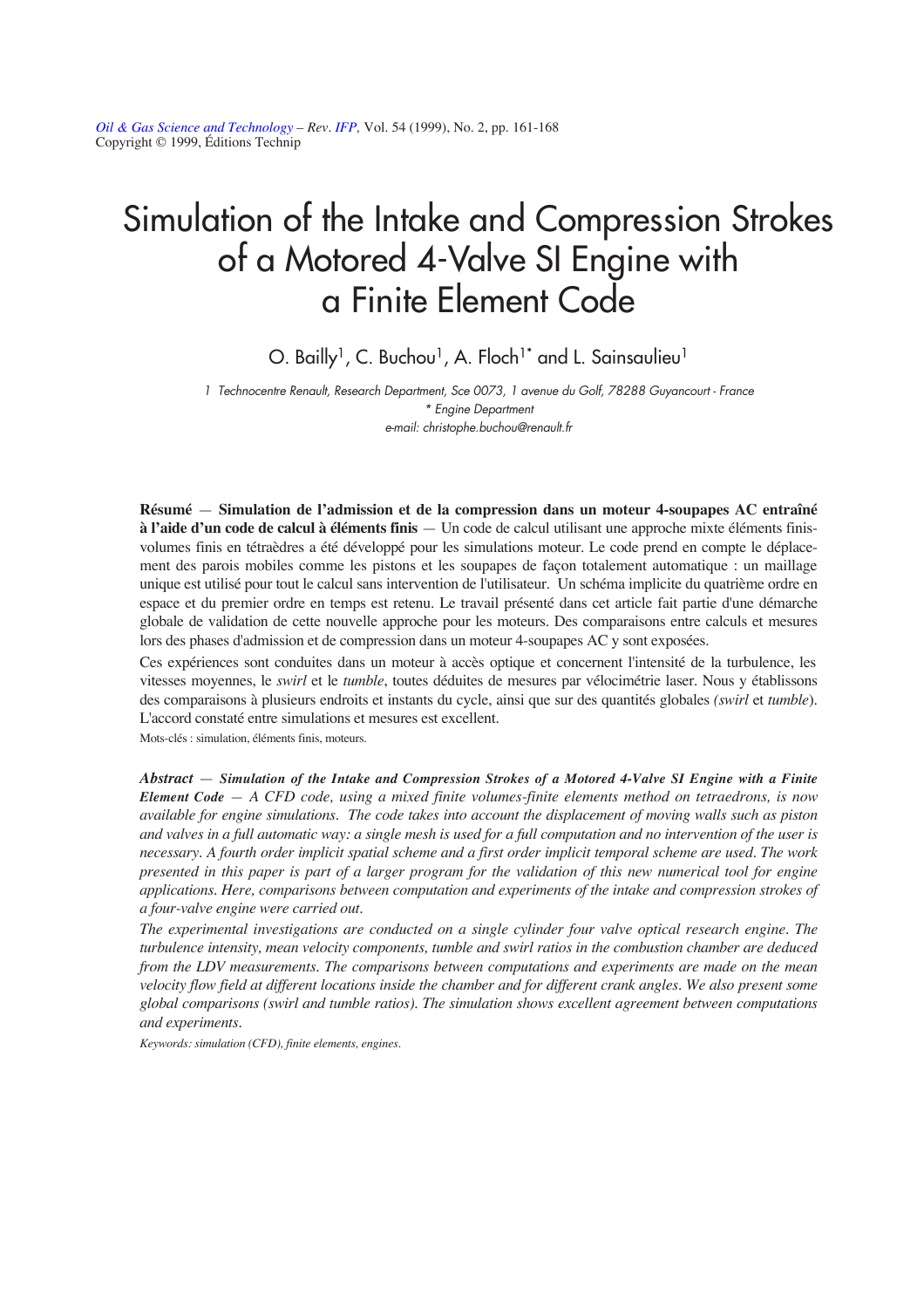Oil & Gas Science and Technology – Rev. IFP, Vol. 54 (1999), No. 2, pp. 161-168
Copyright © 1999, Éditions Technip

# Simulation of the Intake and Compression Strokes of a Motored 4-Valve SI Engine with a Finite Element Code

O. Bailly[1], C. Buchou[1], A. Floch[1*] and L. Sainsaulieu[1]

1 Technocentre Renault, Research Department, Sce 0073, 1 avenue du Golf, 78288 Guyancourt - France
\* Engine Department
e-mail: christophe.buchou@renault.fr

**Résumé — Simulation de l'admission et de la compression dans un moteur 4-soupapes AC entraîné à l'aide d'un code de calcul à éléments finis** — Un code de calcul utilisant une approche mixte éléments finis-volumes finis en tétraèdres a été développé pour les simulations moteur. Le code prend en compte le déplacement des parois mobiles comme les pistons et les soupapes de façon totalement automatique : un maillage unique est utilisé pour tout le calcul sans intervention de l'utilisateur. Un schéma implicite du quatrième ordre en espace et du premier ordre en temps est retenu. Le travail présenté dans cet article fait partie d'une démarche globale de validation de cette nouvelle approche pour les moteurs. Des comparaisons entre calculs et mesures lors des phases d'admission et de compression dans un moteur 4-soupapes AC y sont exposées.

Ces expériences sont conduites dans un moteur à accès optique et concernent l'intensité de la turbulence, les vitesses moyennes, le *swirl* et le *tumble*, toutes déduites de mesures par vélocimétrie laser. Nous y établissons des comparaisons à plusieurs endroits et instants du cycle, ainsi que sur des quantités globales *(swirl* et *tumble*). L'accord constaté entre simulations et mesures est excellent.

Mots-clés : simulation, éléments finis, moteurs.

***Abstract — Simulation of the Intake and Compression Strokes of a Motored 4-Valve SI Engine with a Finite Element Code** — A CFD code, using a mixed finite volumes-finite elements method on tetraedrons, is now available for engine simulations. The code takes into account the displacement of moving walls such as piston and valves in a full automatic way: a single mesh is used for a full computation and no intervention of the user is necessary. A fourth order implicit spatial scheme and a first order implicit temporal scheme are used. The work presented in this paper is part of a larger program for the validation of this new numerical tool for engine applications. Here, comparisons between computation and experiments of the intake and compression strokes of a four-valve engine were carried out.*

*The experimental investigations are conducted on a single cylinder four valve optical research engine. The turbulence intensity, mean velocity components, tumble and swirl ratios in the combustion chamber are deduced from the LDV measurements. The comparisons between computations and experiments are made on the mean velocity flow field at different locations inside the chamber and for different crank angles. We also present some global comparisons (swirl and tumble ratios). The simulation shows excellent agreement between computations and experiments.*

*Keywords: simulation (CFD), finite elements, engines.*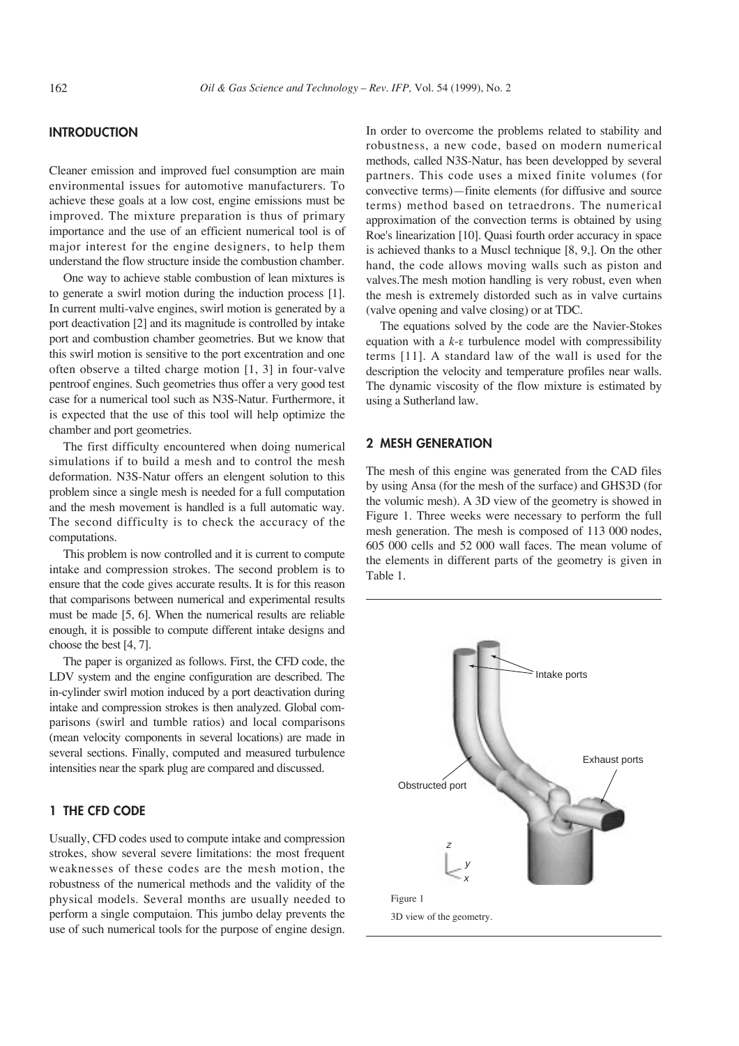## INTRODUCTION

Cleaner emission and improved fuel consumption are main environmental issues for automotive manufacturers. To achieve these goals at a low cost, engine emissions must be improved. The mixture preparation is thus of primary importance and the use of an efficient numerical tool is of major interest for the engine designers, to help them understand the flow structure inside the combustion chamber.

One way to achieve stable combustion of lean mixtures is to generate a swirl motion during the induction process [1]. In current multi-valve engines, swirl motion is generated by a port deactivation [2] and its magnitude is controlled by intake port and combustion chamber geometries. But we know that this swirl motion is sensitive to the port excentration and one often observe a tilted charge motion [1, 3] in four-valve pentroof engines. Such geometries thus offer a very good test case for a numerical tool such as N3S-Natur. Furthermore, it is expected that the use of this tool will help optimize the chamber and port geometries.

The first difficulty encountered when doing numerical simulations if to build a mesh and to control the mesh deformation. N3S-Natur offers an elengent solution to this problem since a single mesh is needed for a full computation and the mesh movement is handled is a full automatic way. The second difficulty is to check the accuracy of the computations.

This problem is now controlled and it is current to compute intake and compression strokes. The second problem is to ensure that the code gives accurate results. It is for this reason that comparisons between numerical and experimental results must be made [5, 6]. When the numerical results are reliable enough, it is possible to compute different intake designs and choose the best [4, 7].

The paper is organized as follows. First, the CFD code, the LDV system and the engine configuration are described. The in-cylinder swirl motion induced by a port deactivation during intake and compression strokes is then analyzed. Global comparisons (swirl and tumble ratios) and local comparisons (mean velocity components in several locations) are made in several sections. Finally, computed and measured turbulence intensities near the spark plug are compared and discussed.

## 1 THE CFD CODE

Usually, CFD codes used to compute intake and compression strokes, show several severe limitations: the most frequent weaknesses of these codes are the mesh motion, the robustness of the numerical methods and the validity of the physical models. Several months are usually needed to perform a single computaion. This jumbo delay prevents the use of such numerical tools for the purpose of engine design. In order to overcome the problems related to stability and robustness, a new code, based on modern numerical methods, called N3S-Natur, has been developped by several partners. This code uses a mixed finite volumes (for convective terms)—finite elements (for diffusive and source terms) method based on tetraedrons. The numerical approximation of the convection terms is obtained by using Roe's linearization [10]. Quasi fourth order accuracy in space is achieved thanks to a Muscl technique [8, 9,]. On the other hand, the code allows moving walls such as piston and valves.The mesh motion handling is very robust, even when the mesh is extremely distorded such as in valve curtains (valve opening and valve closing) or at TDC.

The equations solved by the code are the Navier-Stokes equation with a $k$-$\varepsilon$ turbulence model with compressibility terms [11]. A standard law of the wall is used for the description the velocity and temperature profiles near walls. The dynamic viscosity of the flow mixture is estimated by using a Sutherland law.

## 2 MESH GENERATION

The mesh of this engine was generated from the CAD files by using Ansa (for the mesh of the surface) and GHS3D (for the volumic mesh). A 3D view of the geometry is showed in Figure 1. Three weeks were necessary to perform the full mesh generation. The mesh is composed of 113 000 nodes, 605 000 cells and 52 000 wall faces. The mean volume of the elements in different parts of the geometry is given in Table 1.

Figure 1

3D view of the geometry.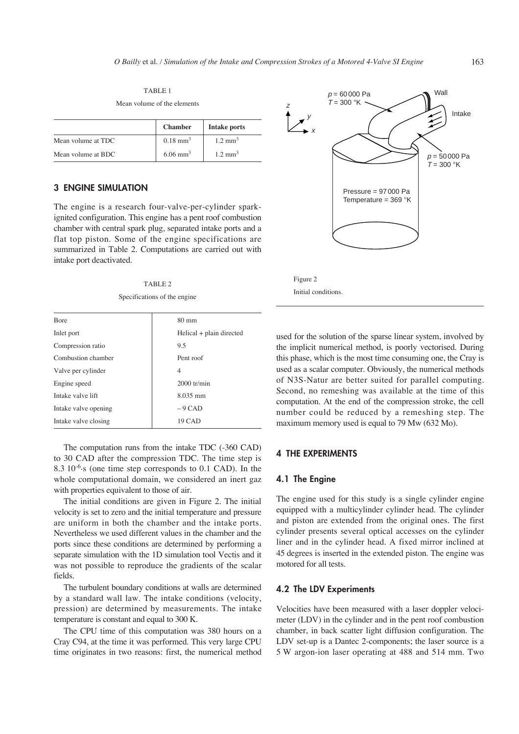TABLE 1

Mean volume of the elements

| | Chamber | Intake ports |
|---|---|---|
| Mean volume at TDC | 0.18 $mm^3$ | 1.2 $mm^3$ |
| Mean volume at BDC | 6.06 $mm^3$ | 1.2 $mm^3$ |

## 3 ENGINE SIMULATION

The engine is a research four-valve-per-cylinder spark-ignited configuration. This engine has a pent roof combustion chamber with central spark plug, separated intake ports and a flat top piston. Some of the engine specifications are summarized in Table 2. Computations are carried out with intake port deactivated.

TABLE 2

Specifications of the engine

| | |
|---|---|
| Bore | 80 mm |
| Inlet port | Helical + plain directed |
| Compression ratio | 9.5 |
| Combustion chamber | Pent roof |
| Valve per cylinder | 4 |
| Engine speed | 2000 tr/min |
| Intake valve lift | 8.035 mm |
| Intake valve opening | – 9 CAD |
| Intake valve closing | 19 CAD |

The computation runs from the intake TDC (-360 CAD) to 30 CAD after the compression TDC. The time step is 8.3 $10^{-6}$·s (one time step corresponds to 0.1 CAD). In the whole computational domain, we considered an inert gaz with properties equivalent to those of air.

The initial conditions are given in Figure 2. The initial velocity is set to zero and the initial temperature and pressure are uniform in both the chamber and the intake ports. Nevertheless we used different values in the chamber and the ports since these conditions are determined by performing a separate simulation with the 1D simulation tool Vectis and it was not possible to reproduce the gradients of the scalar fields.

The turbulent boundary conditions at walls are determined by a standard wall law. The intake conditions (velocity, pression) are determined by measurements. The intake temperature is constant and equal to 300 K.

The CPU time of this computation was 380 hours on a Cray C94, at the time it was performed. This very large CPU time originates in two reasons: first, the numerical method used for the solution of the sparse linear system, involved by the implicit numerical method, is poorly vectorised. During this phase, which is the most time consuming one, the Cray is used as a scalar computer. Obviously, the numerical methods of N3S-Natur are better suited for parallel computing. Second, no remeshing was available at the time of this computation. At the end of the compression stroke, the cell number could be reduced by a remeshing step. The maximum memory used is equal to 79 Mw (632 Mo).

$p$ = 60 000 Pa
$T$ = 300 °K

Wall

Intake

$p$ = 50 000 Pa
$T$ = 300 °K

Pressure = 97 000 Pa
Temperature = 369 °K

Figure 2

Initial conditions.

## 4 THE EXPERIMENTS

### 4.1 The Engine

The engine used for this study is a single cylinder engine equipped with a multicylinder cylinder head. The cylinder and piston are extended from the original ones. The first cylinder presents several optical accesses on the cylinder liner and in the cylinder head. A fixed mirror inclined at 45 degrees is inserted in the extended piston. The engine was motored for all tests.

### 4.2 The LDV Experiments

Velocities have been measured with a laser doppler velocimeter (LDV) in the cylinder and in the pent roof combustion chamber, in back scatter light diffusion configuration. The LDV set-up is a Dantec 2-components; the laser source is a 5 W argon-ion laser operating at 488 and 514 mm. Two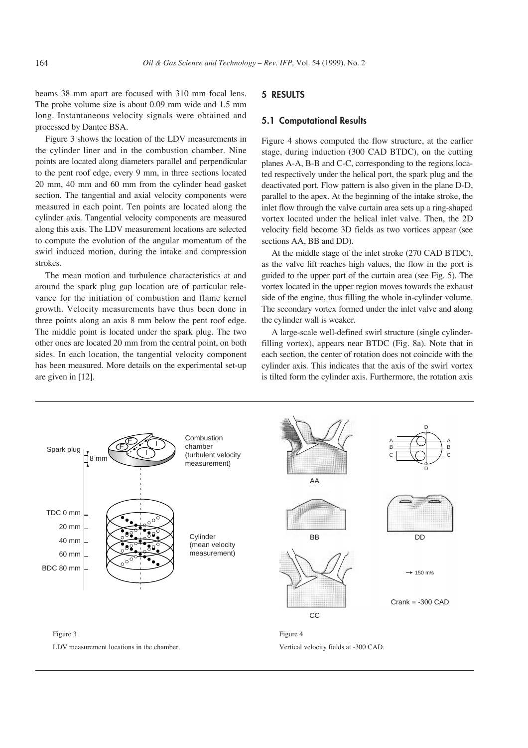beams 38 mm apart are focused with 310 mm focal lens. The probe volume size is about 0.09 mm wide and 1.5 mm long. Instantaneous velocity signals were obtained and processed by Dantec BSA.

Figure 3 shows the location of the LDV measurements in the cylinder liner and in the combustion chamber. Nine points are located along diameters parallel and perpendicular to the pent roof edge, every 9 mm, in three sections located 20 mm, 40 mm and 60 mm from the cylinder head gasket section. The tangential and axial velocity components were measured in each point. Ten points are located along the cylinder axis. Tangential velocity components are measured along this axis. The LDV measurement locations are selected to compute the evolution of the angular momentum of the swirl induced motion, during the intake and compression strokes.

The mean motion and turbulence characteristics at and around the spark plug gap location are of particular relevance for the initiation of combustion and flame kernel growth. Velocity measurements have thus been done in three points along an axis 8 mm below the pent roof edge. The middle point is located under the spark plug. The two other ones are located 20 mm from the central point, on both sides. In each location, the tangential velocity component has been measured. More details on the experimental set-up are given in [12].

## 5 RESULTS

### 5.1 Computational Results

Figure 4 shows computed the flow structure, at the earlier stage, during induction (300 CAD BTDC), on the cutting planes A-A, B-B and C-C, corresponding to the regions located respectively under the helical port, the spark plug and the deactivated port. Flow pattern is also given in the plane D-D, parallel to the apex. At the beginning of the intake stroke, the inlet flow through the valve curtain area sets up a ring-shaped vortex located under the helical inlet valve. Then, the 2D velocity field become 3D fields as two vortices appear (see sections AA, BB and DD).

At the middle stage of the inlet stroke (270 CAD BTDC), as the valve lift reaches high values, the flow in the port is guided to the upper part of the curtain area (see Fig. 5). The vortex located in the upper region moves towards the exhaust side of the engine, thus filling the whole in-cylinder volume. The secondary vortex formed under the inlet valve and along the cylinder wall is weaker.

A large-scale well-defined swirl structure (single cylinder-filling vortex), appears near BTDC (Fig. 8a). Note that in each section, the center of rotation does not coincide with the cylinder axis. This indicates that the axis of the swirl vortex is tilted form the cylinder axis. Furthermore, the rotation axis

Figure 3

LDV measurement locations in the chamber.

Figure 4

Vertical velocity fields at -300 CAD.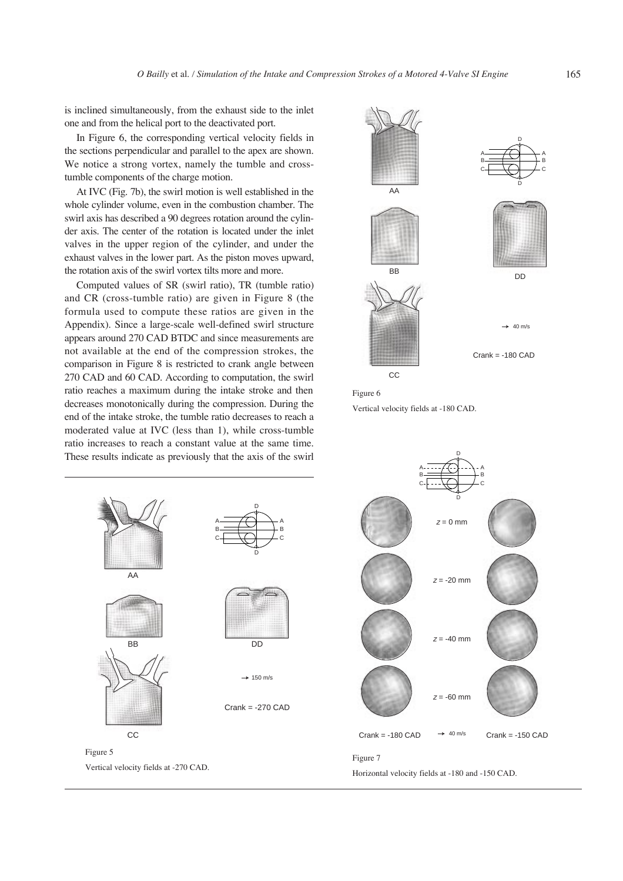is inclined simultaneously, from the exhaust side to the inlet one and from the helical port to the deactivated port.

In Figure 6, the corresponding vertical velocity fields in the sections perpendicular and parallel to the apex are shown. We notice a strong vortex, namely the tumble and cross-tumble components of the charge motion.

At IVC (Fig. 7b), the swirl motion is well established in the whole cylinder volume, even in the combustion chamber. The swirl axis has described a 90 degrees rotation around the cylinder axis. The center of the rotation is located under the inlet valves in the upper region of the cylinder, and under the exhaust valves in the lower part. As the piston moves upward, the rotation axis of the swirl vortex tilts more and more.

Computed values of SR (swirl ratio), TR (tumble ratio) and CR (cross-tumble ratio) are given in Figure 8 (the formula used to compute these ratios are given in the Appendix). Since a large-scale well-defined swirl structure appears around 270 CAD BTDC and since measurements are not available at the end of the compression strokes, the comparison in Figure 8 is restricted to crank angle between 270 CAD and 60 CAD. According to computation, the swirl ratio reaches a maximum during the intake stroke and then decreases monotonically during the compression. During the end of the intake stroke, the tumble ratio decreases to reach a moderated value at IVC (less than 1), while cross-tumble ratio increases to reach a constant value at the same time. These results indicate as previously that the axis of the swirl

Figure 5

Vertical velocity fields at -270 CAD.

Figure 6

Vertical velocity fields at -180 CAD.

Figure 7

Horizontal velocity fields at -180 and -150 CAD.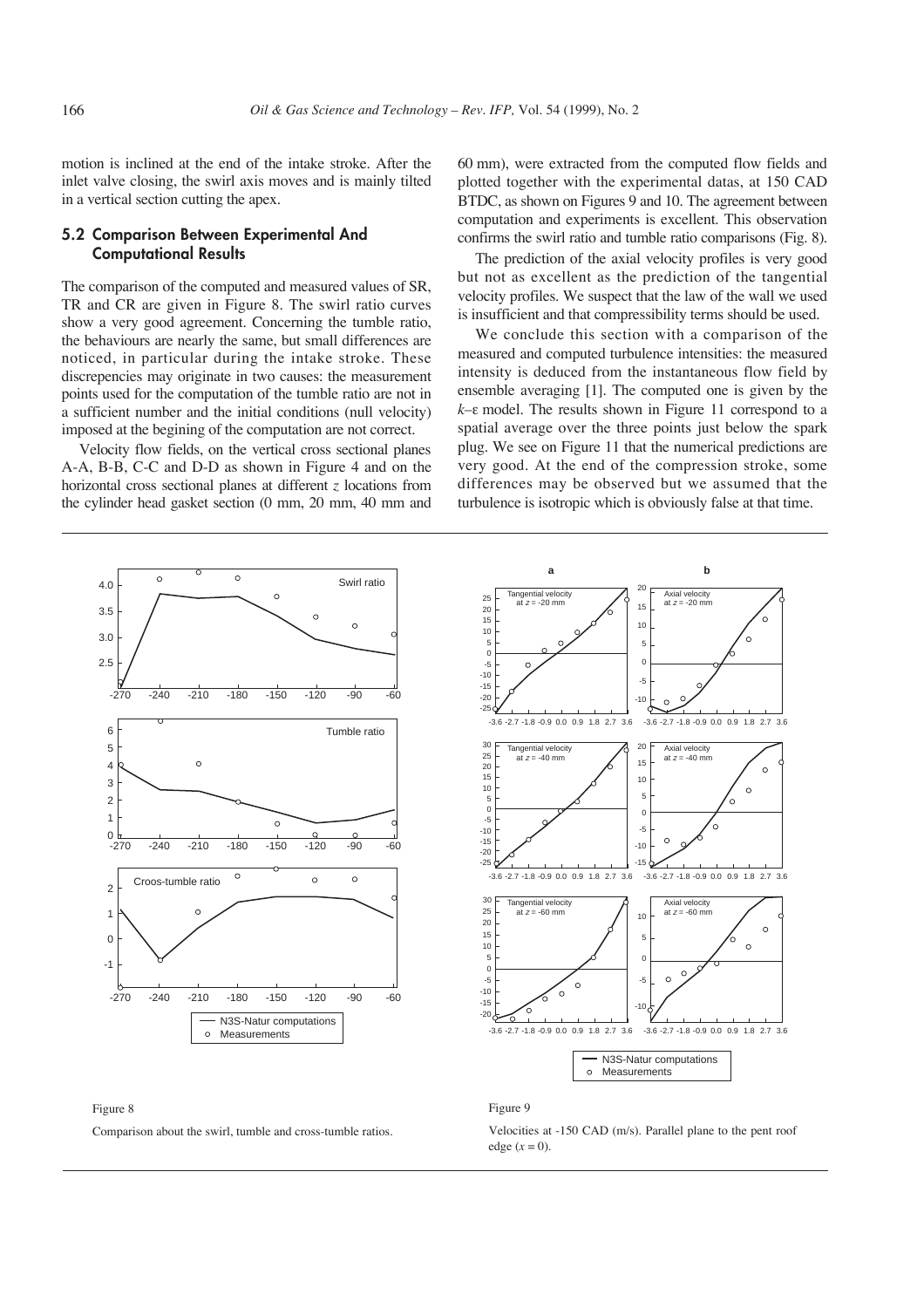motion is inclined at the end of the intake stroke. After the inlet valve closing, the swirl axis moves and is mainly tilted in a vertical section cutting the apex.

### 5.2 Comparison Between Experimental And Computational Results

The comparison of the computed and measured values of SR, TR and CR are given in Figure 8. The swirl ratio curves show a very good agreement. Concerning the tumble ratio, the behaviours are nearly the same, but small differences are noticed, in particular during the intake stroke. These discrepencies may originate in two causes: the measurement points used for the computation of the tumble ratio are not in a sufficient number and the initial conditions (null velocity) imposed at the begining of the computation are not correct.

Velocity flow fields, on the vertical cross sectional planes A-A, B-B, C-C and D-D as shown in Figure 4 and on the horizontal cross sectional planes at different $z$ locations from the cylinder head gasket section (0 mm, 20 mm, 40 mm and 60 mm), were extracted from the computed flow fields and plotted together with the experimental datas, at 150 CAD BTDC, as shown on Figures 9 and 10. The agreement between computation and experiments is excellent. This observation confirms the swirl ratio and tumble ratio comparisons (Fig. 8).

The prediction of the axial velocity profiles is very good but not as excellent as the prediction of the tangential velocity profiles. We suspect that the law of the wall we used is insufficient and that compressibility terms should be used.

We conclude this section with a comparison of the measured and computed turbulence intensities: the measured intensity is deduced from the instantaneous flow field by ensemble averaging [1]. The computed one is given by the $k$–ε model. The results shown in Figure 11 correspond to a spatial average over the three points just below the spark plug. We see on Figure 11 that the numerical predictions are very good. At the end of the compression stroke, some differences may be observed but we assumed that the turbulence is isotropic which is obviously false at that time.

Figure 8

Comparison about the swirl, tumble and cross-tumble ratios.

Figure 9

Velocities at -150 CAD (m/s). Parallel plane to the pent roof edge ($x = 0$).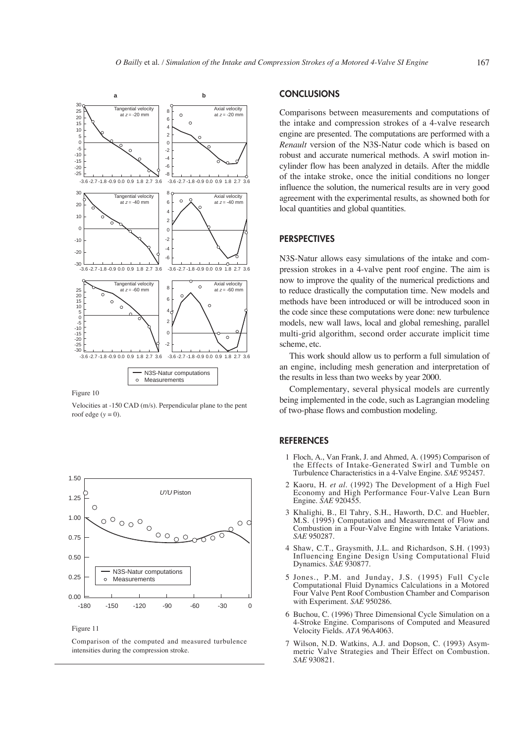Figure 10

Velocities at -150 CAD (m/s). Perpendicular plane to the pent roof edge ($y = 0$).

Figure 11

Comparison of the computed and measured turbulence intensities during the compression stroke.

## CONCLUSIONS

Comparisons between measurements and computations of the intake and compression strokes of a 4-valve research engine are presented. The computations are performed with a *Renault* version of the N3S-Natur code which is based on robust and accurate numerical methods. A swirl motion in-cylinder flow has been analyzed in details. After the middle of the intake stroke, once the initial conditions no longer influence the solution, the numerical results are in very good agreement with the experimental results, as showned both for local quantities and global quantities.

## PERSPECTIVES

N3S-Natur allows easy simulations of the intake and compression strokes in a 4-valve pent roof engine. The aim is now to improve the quality of the numerical predictions and to reduce drastically the computation time. New models and methods have been introduced or will be introduced soon in the code since these computations were done: new turbulence models, new wall laws, local and global remeshing, parallel multi-grid algorithm, second order accurate implicit time scheme, etc.

This work should allow us to perform a full simulation of an engine, including mesh generation and interpretation of the results in less than two weeks by year 2000.

Complementary, several physical models are currently being implemented in the code, such as Lagrangian modeling of two-phase flows and combustion modeling.

## REFERENCES

1 Floch, A., Van Frank, J. and Ahmed, A. (1995) Comparison of the Effects of Intake-Generated Swirl and Tumble on Turbulence Characteristics in a 4-Valve Engine. *SAE* 952457.

2 Kaoru, H. *et al*. (1992) The Development of a High Fuel Economy and High Performance Four-Valve Lean Burn Engine. *SAE* 920455.

3 Khalighi, B., El Tahry, S.H., Haworth, D.C. and Huebler, M.S. (1995) Computation and Measurement of Flow and Combustion in a Four-Valve Engine with Intake Variations. *SAE* 950287.

4 Shaw, C.T., Graysmith, J.L. and Richardson, S.H. (1993) Influencing Engine Design Using Computational Fluid Dynamics. *SAE* 930877.

5 Jones., P.M. and Junday, J.S. (1995) Full Cycle Computational Fluid Dynamics Calculations in a Motored Four Valve Pent Roof Combustion Chamber and Comparison with Experiment. *SAE* 950286.

6 Buchou, C. (1996) Three Dimensional Cycle Simulation on a 4-Stroke Engine. Comparisons of Computed and Measured Velocity Fields. *ATA* 96A4063.

7 Wilson, N.D. Watkins, A.J. and Dopson, C. (1993) Asymmetric Valve Strategies and Their Effect on Combustion. *SAE* 930821.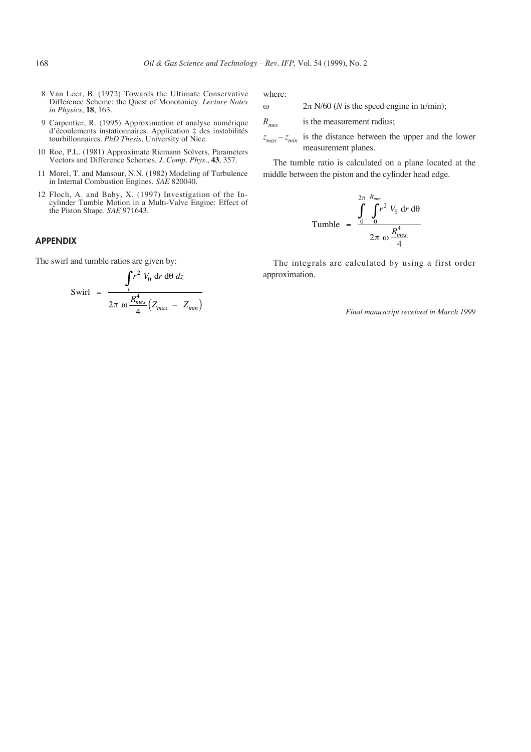8 Van Leer, B. (1972) Towards the Ultimate Conservative Difference Scheme: the Quest of Monotonicy. *Lecture Notes in Physics*, **18**, 163.

9 Carpentier, R. (1995) Approximation et analyse numérique d'écoulements instationnaires. Application ‡ des instabilités tourbillonnaires. *PhD Thesis,* University of Nice.

10 Roe, P.L. (1981) Approximate Riemann Solvers, Parameters Vectors and Difference Schemes. *J. Comp. Phys*., **43**, 357.

11 Morel, T. and Mansour, N.N. (1982) Modeling of Turbulence in Internal Combustion Engines. *SAE* 820040.

12 Floch, A. and Baby, X. (1997) Investigation of the In-cylinder Tumble Motion in a Multi-Valve Engine: Effect of the Piston Shape. *SAE* 971643.

## APPENDIX

The swirl and tumble ratios are given by:

$$\text{Swirl} = \frac{\int_v r^2 \; V_\theta \; \mathrm{d}r \; \mathrm{d}\theta \; dz}{2\pi \; \omega \dfrac{R_{mes}^4}{4}\left(Z_{max} - Z_{min}\right)}$$

where:

$\omega$ $2\pi$ N/60 (*N* is the speed engine in tr/min);

$R_{mes}$ is the measurement radius;

$z_{max} - z_{min}$ is the distance between the upper and the lower measurement planes.

The tumble ratio is calculated on a plane located at the middle between the piston and the cylinder head edge.

$$\text{Tumble} = \frac{\int_0^{2\pi} \int_0^{R_{mes}} r^2 \; V_\theta \; \mathrm{d}r \; \mathrm{d}\theta}{2\pi \; \omega \dfrac{R_{mes}^4}{4}}$$

The integrals are calculated by using a first order approximation.

*Final manuscript received in March 1999*